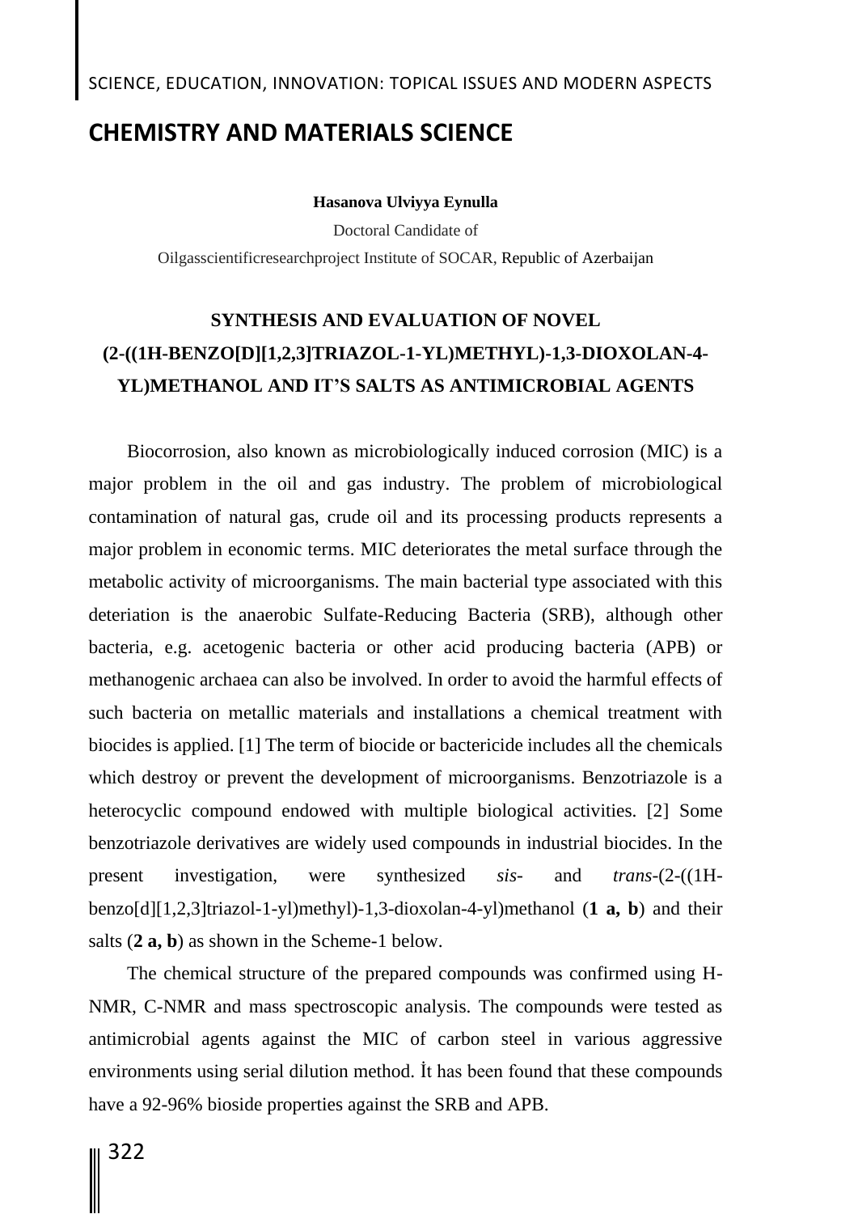# CHEMISTRY AND MATERIALS SCIENCE

**Hasanova Ulviyya Eynulla**

Doctoral Candidate of

Oilgasscientificresearchproject Institute of SOCAR, Republic of Azerbaijan

## SYNTHESIS AND EVALUATION OF NOVEL (2-((1H-BENZO[D][1,2,3]TRIAZOL-1-YL)METHYL)-1,3-DIOXOLAN-4-YL)METHANOL AND IT'S SALTS AS ANTIMICROBIAL AGENTS

Biocorrosion, also known as microbiologically induced corrosion (MIC) is a major problem in the oil and gas industry. The problem of microbiological contamination of natural gas, crude oil and its processing products represents a major problem in economic terms. MIC deteriorates the metal surface through the metabolic activity of microorganisms. The main bacterial type associated with this deteriation is the anaerobic Sulfate-Reducing Bacteria (SRB), although other bacteria, e.g. acetogenic bacteria or other acid producing bacteria (APB) or methanogenic archaea can also be involved. In order to avoid the harmful effects of such bacteria on metallic materials and installations a chemical treatment with biocides is applied. [1] The term of biocide or bactericide includes all the chemicals which destroy or prevent the development of microorganisms. Benzotriazole is a heterocyclic compound endowed with multiple biological activities. [2] Some benzotriazole derivatives are widely used compounds in industrial biocides. In the present investigation, were synthesized *sis-* and *trans-*(2-((1H-benzo[d][1,2,3]triazol-1-yl)methyl)-1,3-dioxolan-4-yl)methanol (**1 a, b**) and their salts (**2 a, b**) as shown in the Scheme-1 below.

The chemical structure of the prepared compounds was confirmed using H-NMR, C-NMR and mass spectroscopic analysis. The compounds were tested as antimicrobial agents against the MIC of carbon steel in various aggressive environments using serial dilution method. İt has been found that these compounds have a 92-96% bioside properties against the SRB and APB.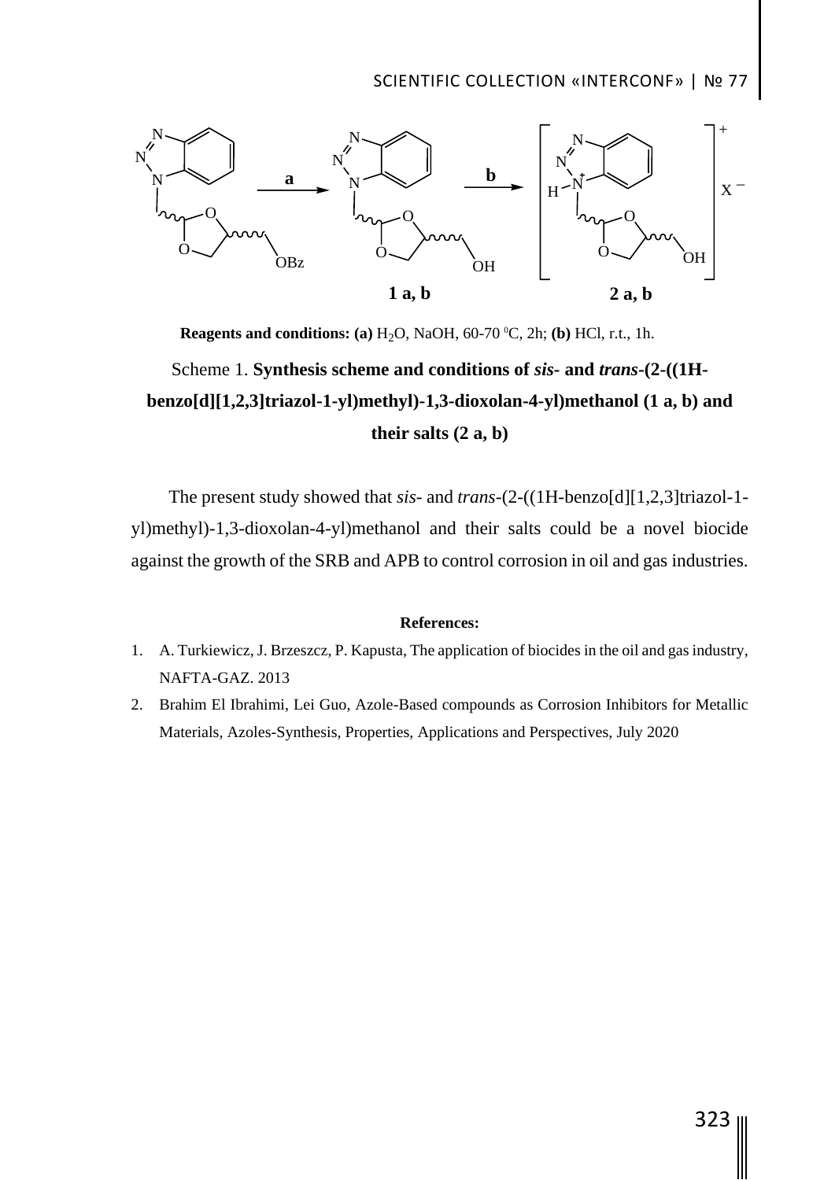Reagents and conditions: **(a)** $H_2O$, NaOH, 60-70 $^0$C, 2h; **(b)** HCl, r.t., 1h.

Scheme 1. **Synthesis scheme and conditions of *sis*- and *trans*-(2-((1H-benzo[d][1,2,3]triazol-1-yl)methyl)-1,3-dioxolan-4-yl)methanol (1 a, b) and their salts (2 a, b)**

The present study showed that *sis*- and *trans*-(2-((1H-benzo[d][1,2,3]triazol-1-yl)methyl)-1,3-dioxolan-4-yl)methanol and their salts could be a novel biocide against the growth of the SRB and APB to control corrosion in oil and gas industries.

**References:**

1. A. Turkiewicz, J. Brzeszcz, P. Kapusta, The application of biocides in the oil and gas industry, NAFTA-GAZ. 2013
2. Brahim El Ibrahimi, Lei Guo, Azole-Based compounds as Corrosion Inhibitors for Metallic Materials, Azoles-Synthesis, Properties, Applications and Perspectives, July 2020